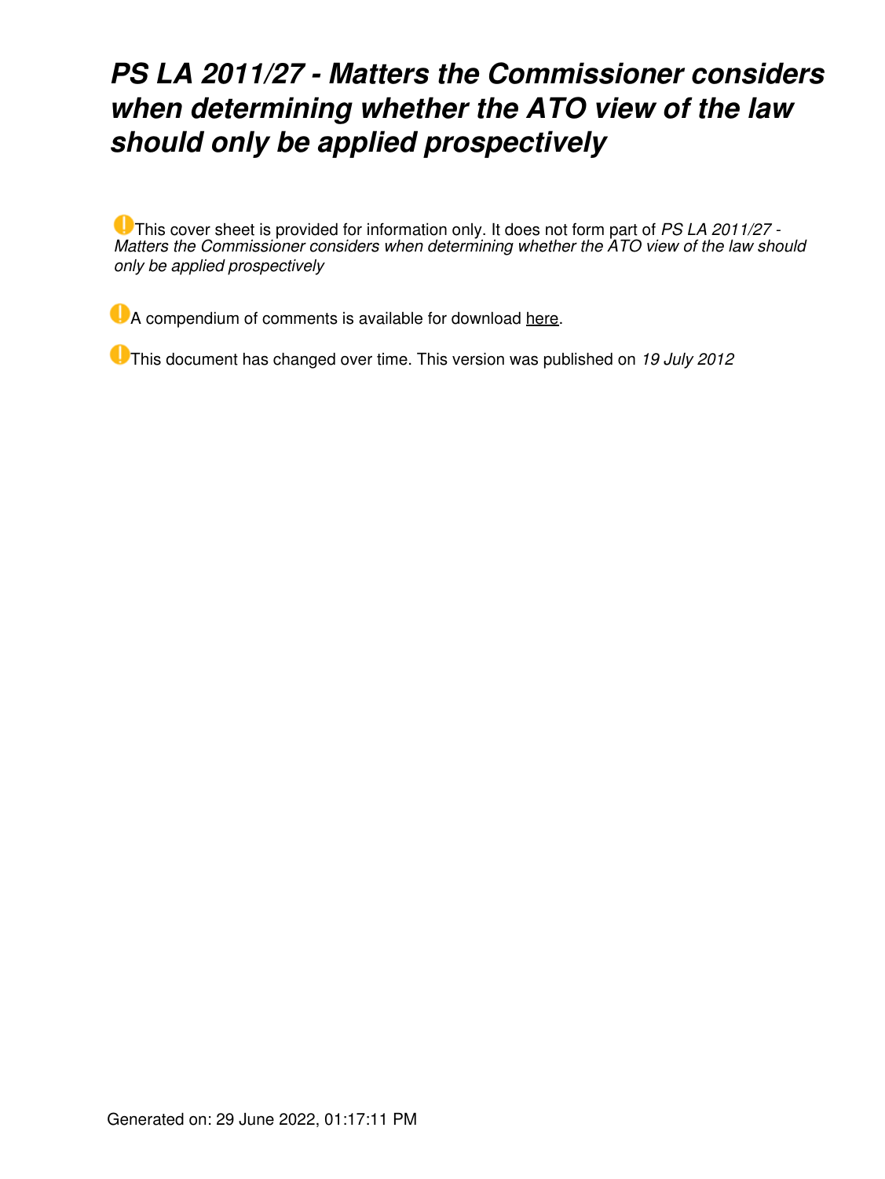# *PS LA 2011/27 - Matters the Commissioner considers when determining whether the ATO view of the law should only be applied prospectively*

This cover sheet is provided for information only. It does not form part of *PS LA 2011/27 - Matters the Commissioner considers when determining whether the ATO view of the law should only be applied prospectively*

A compendium of comments is available for download here.

This document has changed over time. This version was published on *19 July 2012*

Generated on: 29 June 2022, 01:17:11 PM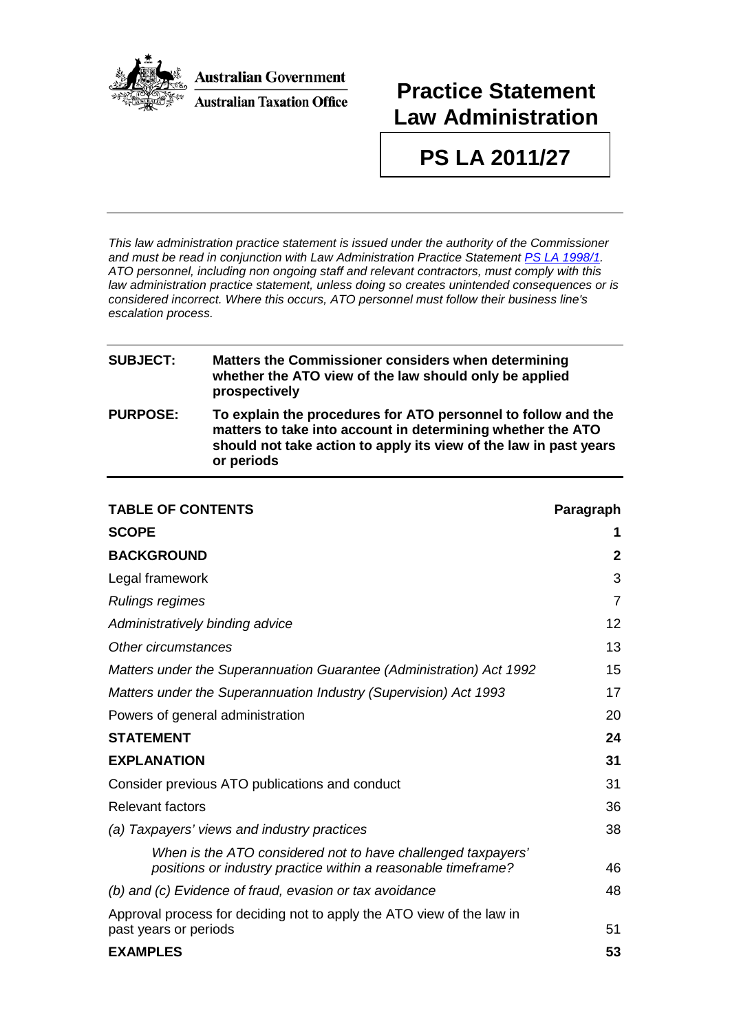# Practice Statement Law Administration

# PS LA 2011/27

*This law administration practice statement is issued under the authority of the Commissioner and must be read in conjunction with Law Administration Practice Statement [PS LA 1998/1](). ATO personnel, including non ongoing staff and relevant contractors, must comply with this law administration practice statement, unless doing so creates unintended consequences or is considered incorrect. Where this occurs, ATO personnel must follow their business line's escalation process.*

| | |
|---|---|
| **SUBJECT:** | **Matters the Commissioner considers when determining whether the ATO view of the law should only be applied prospectively** |
| **PURPOSE:** | **To explain the procedures for ATO personnel to follow and the matters to take into account in determining whether the ATO should not take action to apply its view of the law in past years or periods** |

| **TABLE OF CONTENTS** | **Paragraph** |
|---|---|
| **SCOPE** | **1** |
| **BACKGROUND** | **2** |
| Legal framework | 3 |
| *Rulings regimes* | 7 |
| *Administratively binding advice* | 12 |
| *Other circumstances* | 13 |
| *Matters under the Superannuation Guarantee (Administration) Act 1992* | 15 |
| *Matters under the Superannuation Industry (Supervision) Act 1993* | 17 |
| Powers of general administration | 20 |
| **STATEMENT** | **24** |
| **EXPLANATION** | **31** |
| Consider previous ATO publications and conduct | 31 |
| Relevant factors | 36 |
| *(a) Taxpayers' views and industry practices* | 38 |
| *When is the ATO considered not to have challenged taxpayers' positions or industry practice within a reasonable timeframe?* | 46 |
| *(b) and (c) Evidence of fraud, evasion or tax avoidance* | 48 |
| Approval process for deciding not to apply the ATO view of the law in past years or periods | 51 |
| **EXAMPLES** | **53** |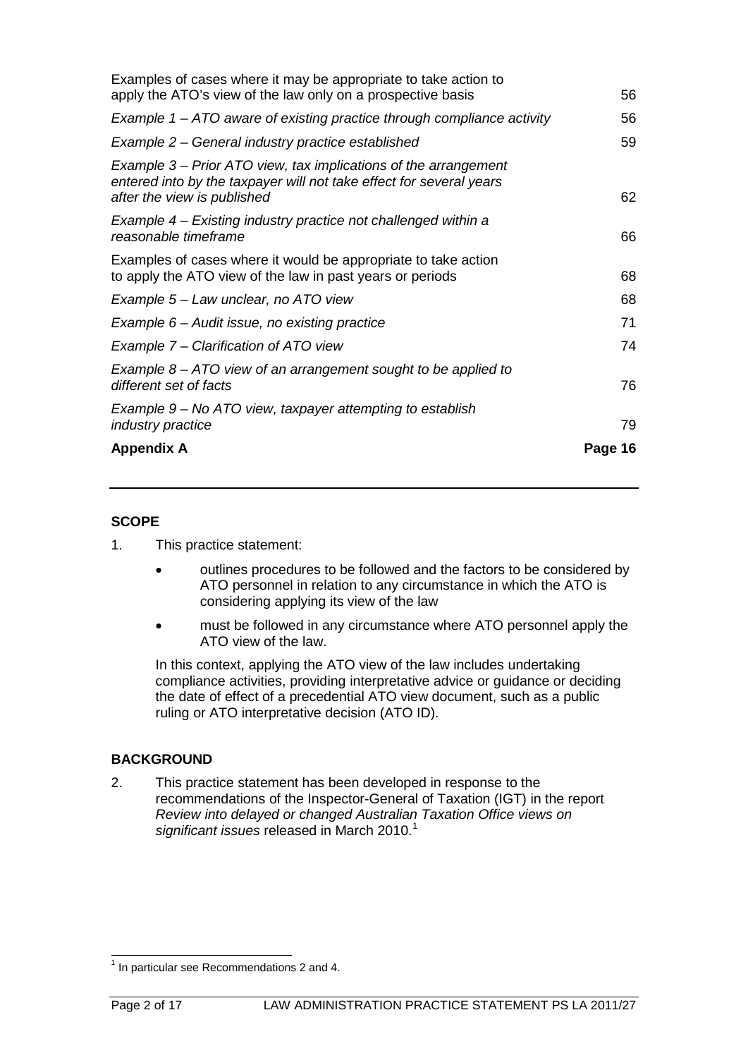| | |
|---|---|
| Examples of cases where it may be appropriate to take action to apply the ATO's view of the law only on a prospective basis | 56 |
| *Example 1 – ATO aware of existing practice through compliance activity* | 56 |
| *Example 2 – General industry practice established* | 59 |
| *Example 3 – Prior ATO view, tax implications of the arrangement entered into by the taxpayer will not take effect for several years after the view is published* | 62 |
| *Example 4 – Existing industry practice not challenged within a reasonable timeframe* | 66 |
| Examples of cases where it would be appropriate to take action to apply the ATO view of the law in past years or periods | 68 |
| *Example 5 – Law unclear, no ATO view* | 68 |
| *Example 6 – Audit issue, no existing practice* | 71 |
| *Example 7 – Clarification of ATO view* | 74 |
| *Example 8 – ATO view of an arrangement sought to be applied to different set of facts* | 76 |
| *Example 9 – No ATO view, taxpayer attempting to establish industry practice* | 79 |
| **Appendix A** | **Page 16** |

## SCOPE

1. This practice statement:

   - outlines procedures to be followed and the factors to be considered by ATO personnel in relation to any circumstance in which the ATO is considering applying its view of the law
   - must be followed in any circumstance where ATO personnel apply the ATO view of the law.

   In this context, applying the ATO view of the law includes undertaking compliance activities, providing interpretative advice or guidance or deciding the date of effect of a precedential ATO view document, such as a public ruling or ATO interpretative decision (ATO ID).

## BACKGROUND

2. This practice statement has been developed in response to the recommendations of the Inspector-General of Taxation (IGT) in the report *Review into delayed or changed Australian Taxation Office views on significant issues* released in March 2010.[1]

[1] In particular see Recommendations 2 and 4.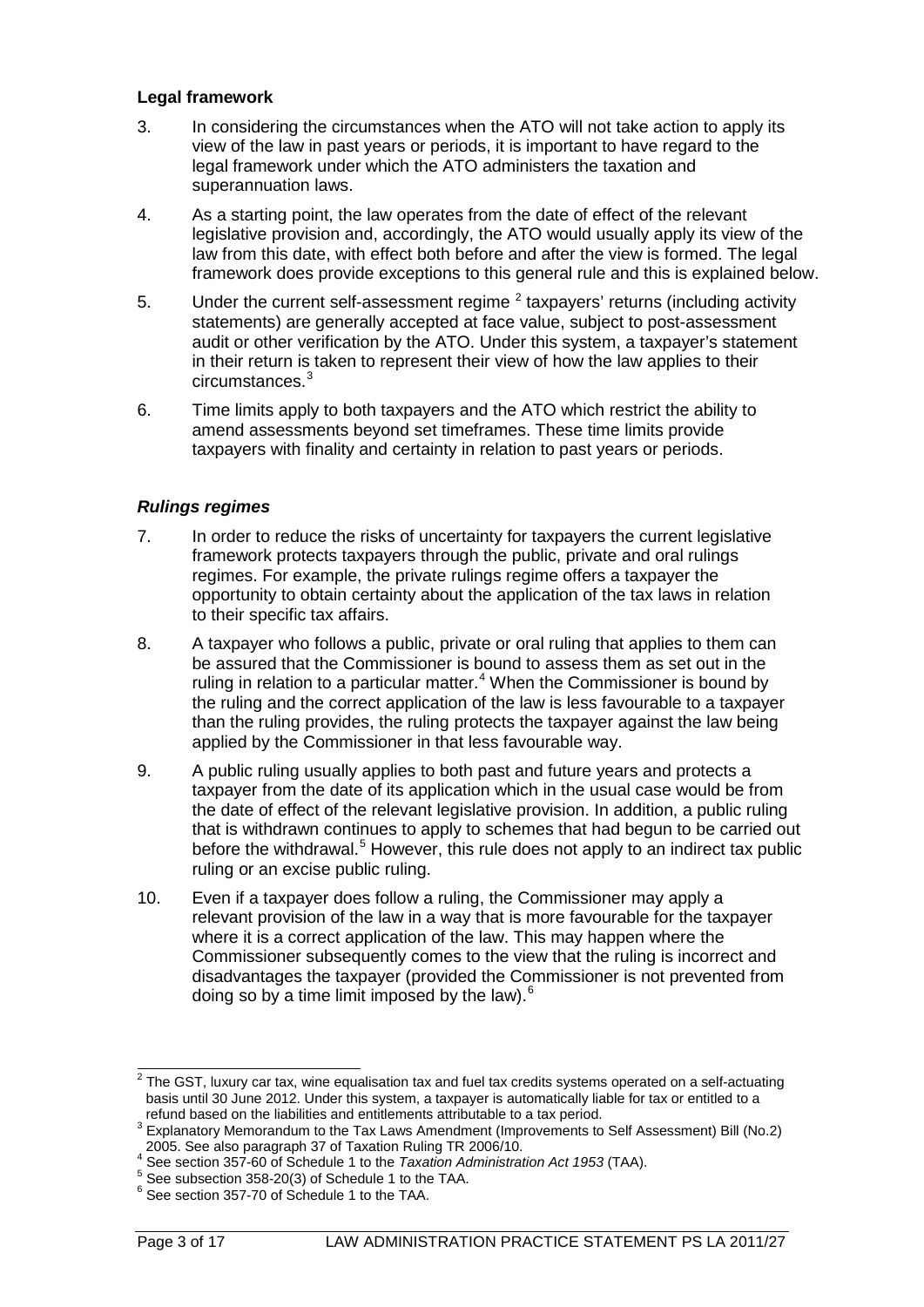### Legal framework

3. In considering the circumstances when the ATO will not take action to apply its view of the law in past years or periods, it is important to have regard to the legal framework under which the ATO administers the taxation and superannuation laws.

4. As a starting point, the law operates from the date of effect of the relevant legislative provision and, accordingly, the ATO would usually apply its view of the law from this date, with effect both before and after the view is formed. The legal framework does provide exceptions to this general rule and this is explained below.

5. Under the current self-assessment regime [2] taxpayers' returns (including activity statements) are generally accepted at face value, subject to post-assessment audit or other verification by the ATO. Under this system, a taxpayer's statement in their return is taken to represent their view of how the law applies to their circumstances.[3]

6. Time limits apply to both taxpayers and the ATO which restrict the ability to amend assessments beyond set timeframes. These time limits provide taxpayers with finality and certainty in relation to past years or periods.

### *Rulings regimes*

7. In order to reduce the risks of uncertainty for taxpayers the current legislative framework protects taxpayers through the public, private and oral rulings regimes. For example, the private rulings regime offers a taxpayer the opportunity to obtain certainty about the application of the tax laws in relation to their specific tax affairs.

8. A taxpayer who follows a public, private or oral ruling that applies to them can be assured that the Commissioner is bound to assess them as set out in the ruling in relation to a particular matter.[4] When the Commissioner is bound by the ruling and the correct application of the law is less favourable to a taxpayer than the ruling provides, the ruling protects the taxpayer against the law being applied by the Commissioner in that less favourable way.

9. A public ruling usually applies to both past and future years and protects a taxpayer from the date of its application which in the usual case would be from the date of effect of the relevant legislative provision. In addition, a public ruling that is withdrawn continues to apply to schemes that had begun to be carried out before the withdrawal.[5] However, this rule does not apply to an indirect tax public ruling or an excise public ruling.

10. Even if a taxpayer does follow a ruling, the Commissioner may apply a relevant provision of the law in a way that is more favourable for the taxpayer where it is a correct application of the law. This may happen where the Commissioner subsequently comes to the view that the ruling is incorrect and disadvantages the taxpayer (provided the Commissioner is not prevented from doing so by a time limit imposed by the law).[6]

---

[2] The GST, luxury car tax, wine equalisation tax and fuel tax credits systems operated on a self-actuating basis until 30 June 2012. Under this system, a taxpayer is automatically liable for tax or entitled to a refund based on the liabilities and entitlements attributable to a tax period.

[3] Explanatory Memorandum to the Tax Laws Amendment (Improvements to Self Assessment) Bill (No.2) 2005. See also paragraph 37 of Taxation Ruling TR 2006/10.

[4] See section 357-60 of Schedule 1 to the *Taxation Administration Act 1953* (TAA).

[5] See subsection 358-20(3) of Schedule 1 to the TAA.

[6] See section 357-70 of Schedule 1 to the TAA.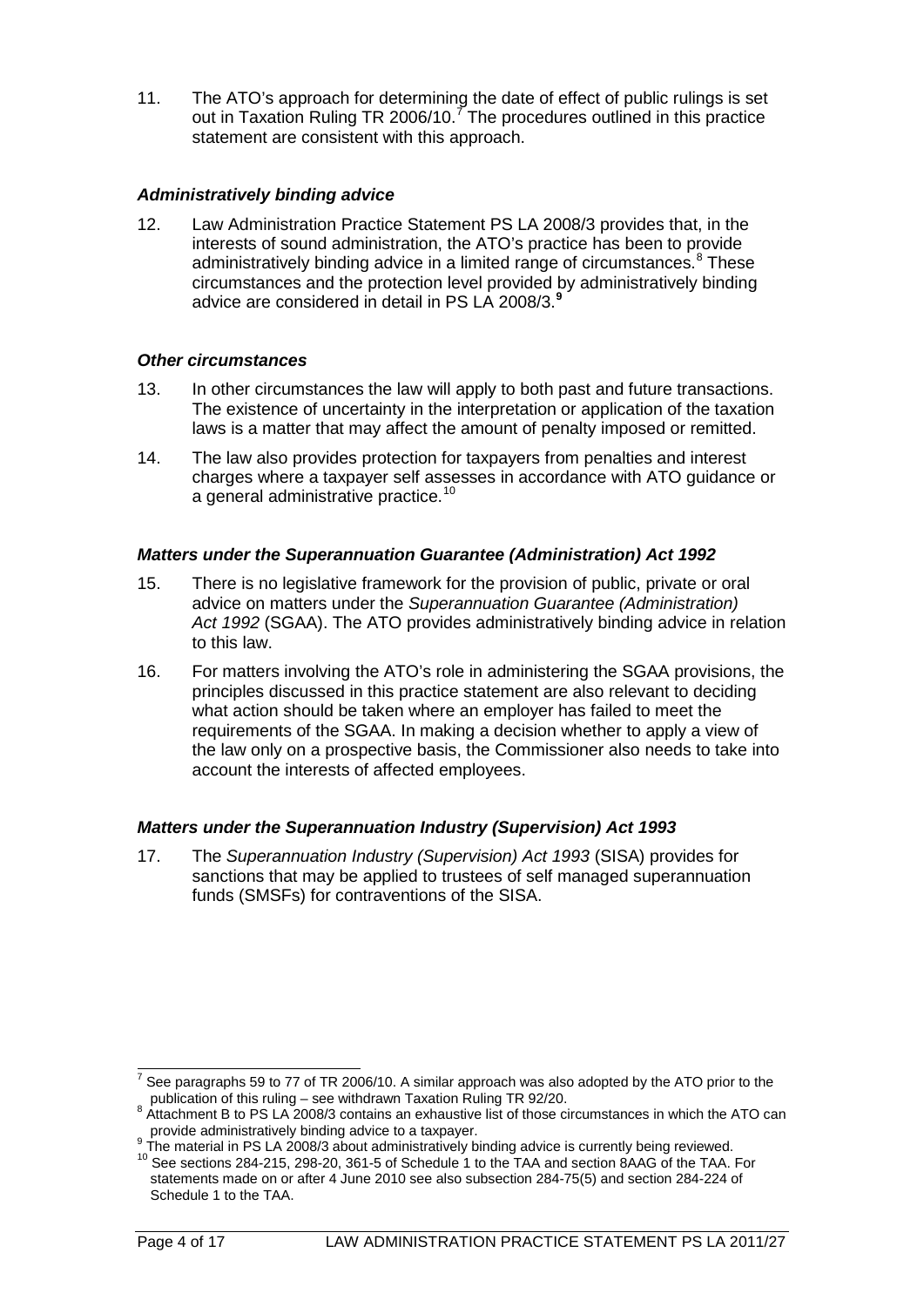11. The ATO's approach for determining the date of effect of public rulings is set out in Taxation Ruling TR 2006/10.[7] The procedures outlined in this practice statement are consistent with this approach.

### *Administratively binding advice*

12. Law Administration Practice Statement PS LA 2008/3 provides that, in the interests of sound administration, the ATO's practice has been to provide administratively binding advice in a limited range of circumstances.[8] These circumstances and the protection level provided by administratively binding advice are considered in detail in PS LA 2008/3.[9]

### *Other circumstances*

13. In other circumstances the law will apply to both past and future transactions. The existence of uncertainty in the interpretation or application of the taxation laws is a matter that may affect the amount of penalty imposed or remitted.

14. The law also provides protection for taxpayers from penalties and interest charges where a taxpayer self assesses in accordance with ATO guidance or a general administrative practice.[10]

### *Matters under the Superannuation Guarantee (Administration) Act 1992*

15. There is no legislative framework for the provision of public, private or oral advice on matters under the *Superannuation Guarantee (Administration) Act 1992* (SGAA). The ATO provides administratively binding advice in relation to this law.

16. For matters involving the ATO's role in administering the SGAA provisions, the principles discussed in this practice statement are also relevant to deciding what action should be taken where an employer has failed to meet the requirements of the SGAA. In making a decision whether to apply a view of the law only on a prospective basis, the Commissioner also needs to take into account the interests of affected employees.

### *Matters under the Superannuation Industry (Supervision) Act 1993*

17. The *Superannuation Industry (Supervision) Act 1993* (SISA) provides for sanctions that may be applied to trustees of self managed superannuation funds (SMSFs) for contraventions of the SISA.

---

[7] See paragraphs 59 to 77 of TR 2006/10. A similar approach was also adopted by the ATO prior to the publication of this ruling – see withdrawn Taxation Ruling TR 92/20.

[8] Attachment B to PS LA 2008/3 contains an exhaustive list of those circumstances in which the ATO can provide administratively binding advice to a taxpayer.

[9] The material in PS LA 2008/3 about administratively binding advice is currently being reviewed.

[10] See sections 284-215, 298-20, 361-5 of Schedule 1 to the TAA and section 8AAG of the TAA. For statements made on or after 4 June 2010 see also subsection 284-75(5) and section 284-224 of Schedule 1 to the TAA.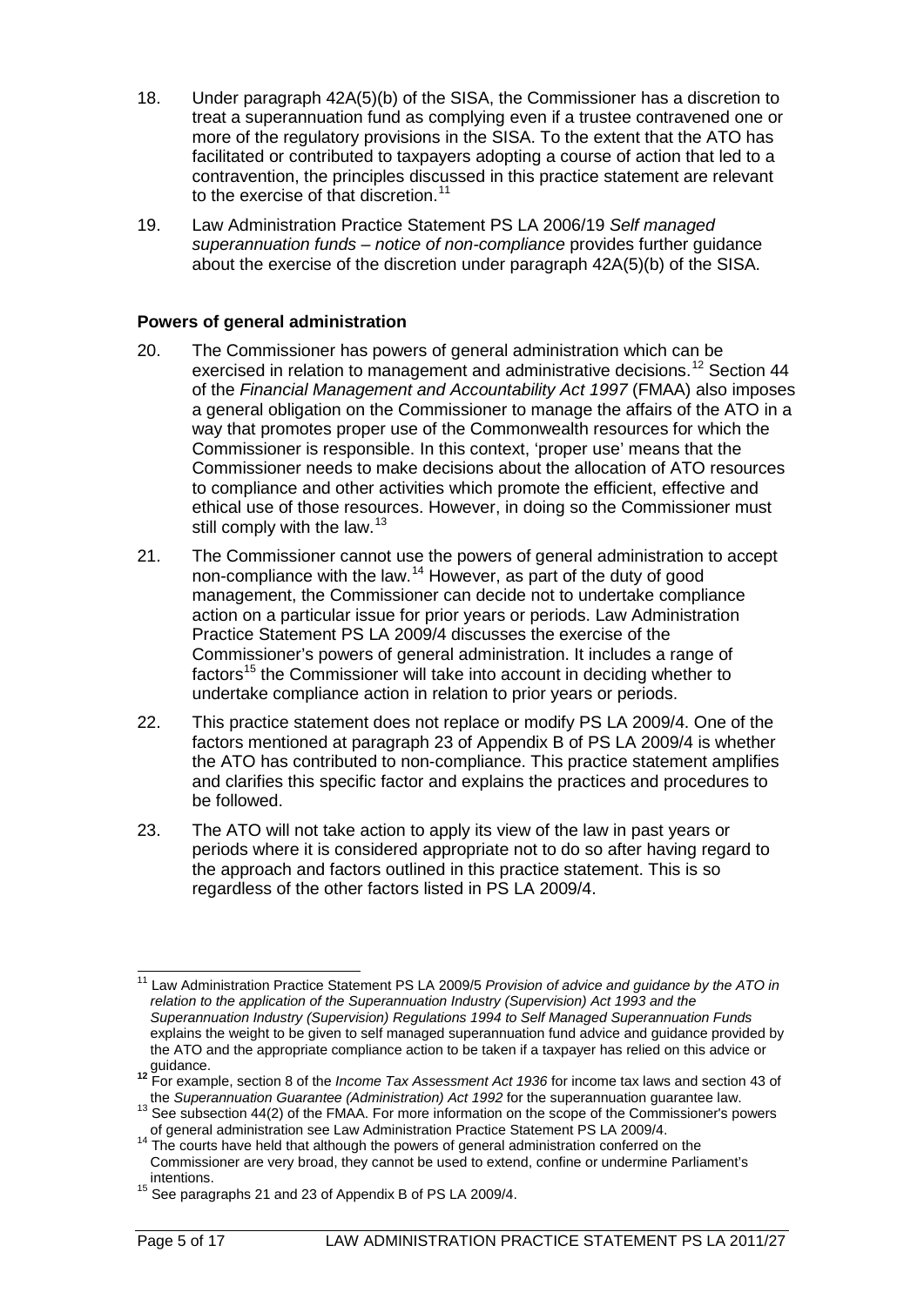18. Under paragraph 42A(5)(b) of the SISA, the Commissioner has a discretion to treat a superannuation fund as complying even if a trustee contravened one or more of the regulatory provisions in the SISA. To the extent that the ATO has facilitated or contributed to taxpayers adopting a course of action that led to a contravention, the principles discussed in this practice statement are relevant to the exercise of that discretion.[11]

19. Law Administration Practice Statement PS LA 2006/19 *Self managed superannuation funds – notice of non-compliance* provides further guidance about the exercise of the discretion under paragraph 42A(5)(b) of the SISA.

**Powers of general administration**

20. The Commissioner has powers of general administration which can be exercised in relation to management and administrative decisions.[12] Section 44 of the *Financial Management and Accountability Act 1997* (FMAA) also imposes a general obligation on the Commissioner to manage the affairs of the ATO in a way that promotes proper use of the Commonwealth resources for which the Commissioner is responsible. In this context, 'proper use' means that the Commissioner needs to make decisions about the allocation of ATO resources to compliance and other activities which promote the efficient, effective and ethical use of those resources. However, in doing so the Commissioner must still comply with the law.[13]

21. The Commissioner cannot use the powers of general administration to accept non-compliance with the law.[14] However, as part of the duty of good management, the Commissioner can decide not to undertake compliance action on a particular issue for prior years or periods. Law Administration Practice Statement PS LA 2009/4 discusses the exercise of the Commissioner's powers of general administration. It includes a range of factors[15] the Commissioner will take into account in deciding whether to undertake compliance action in relation to prior years or periods.

22. This practice statement does not replace or modify PS LA 2009/4. One of the factors mentioned at paragraph 23 of Appendix B of PS LA 2009/4 is whether the ATO has contributed to non-compliance. This practice statement amplifies and clarifies this specific factor and explains the practices and procedures to be followed.

23. The ATO will not take action to apply its view of the law in past years or periods where it is considered appropriate not to do so after having regard to the approach and factors outlined in this practice statement. This is so regardless of the other factors listed in PS LA 2009/4.

---

[11] Law Administration Practice Statement PS LA 2009/5 *Provision of advice and guidance by the ATO in relation to the application of the Superannuation Industry (Supervision) Act 1993 and the Superannuation Industry (Supervision) Regulations 1994 to Self Managed Superannuation Funds* explains the weight to be given to self managed superannuation fund advice and guidance provided by the ATO and the appropriate compliance action to be taken if a taxpayer has relied on this advice or guidance.

[12] For example, section 8 of the *Income Tax Assessment Act 1936* for income tax laws and section 43 of the *Superannuation Guarantee (Administration) Act 1992* for the superannuation guarantee law.

[13] See subsection 44(2) of the FMAA. For more information on the scope of the Commissioner's powers of general administration see Law Administration Practice Statement PS LA 2009/4.

[14] The courts have held that although the powers of general administration conferred on the Commissioner are very broad, they cannot be used to extend, confine or undermine Parliament's intentions.

[15] See paragraphs 21 and 23 of Appendix B of PS LA 2009/4.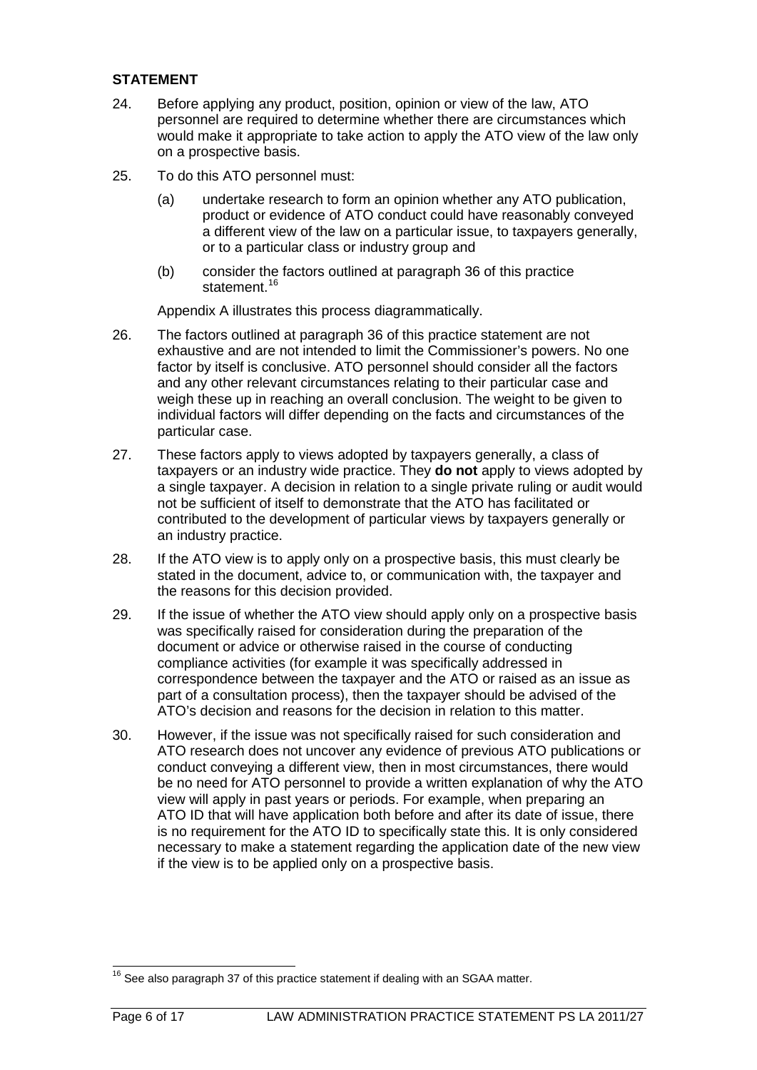## STATEMENT

24. Before applying any product, position, opinion or view of the law, ATO personnel are required to determine whether there are circumstances which would make it appropriate to take action to apply the ATO view of the law only on a prospective basis.

25. To do this ATO personnel must:

    (a) undertake research to form an opinion whether any ATO publication, product or evidence of ATO conduct could have reasonably conveyed a different view of the law on a particular issue, to taxpayers generally, or to a particular class or industry group and

    (b) consider the factors outlined at paragraph 36 of this practice statement.[16]

    Appendix A illustrates this process diagrammatically.

26. The factors outlined at paragraph 36 of this practice statement are not exhaustive and are not intended to limit the Commissioner's powers. No one factor by itself is conclusive. ATO personnel should consider all the factors and any other relevant circumstances relating to their particular case and weigh these up in reaching an overall conclusion. The weight to be given to individual factors will differ depending on the facts and circumstances of the particular case.

27. These factors apply to views adopted by taxpayers generally, a class of taxpayers or an industry wide practice. They **do not** apply to views adopted by a single taxpayer. A decision in relation to a single private ruling or audit would not be sufficient of itself to demonstrate that the ATO has facilitated or contributed to the development of particular views by taxpayers generally or an industry practice.

28. If the ATO view is to apply only on a prospective basis, this must clearly be stated in the document, advice to, or communication with, the taxpayer and the reasons for this decision provided.

29. If the issue of whether the ATO view should apply only on a prospective basis was specifically raised for consideration during the preparation of the document or advice or otherwise raised in the course of conducting compliance activities (for example it was specifically addressed in correspondence between the taxpayer and the ATO or raised as an issue as part of a consultation process), then the taxpayer should be advised of the ATO's decision and reasons for the decision in relation to this matter.

30. However, if the issue was not specifically raised for such consideration and ATO research does not uncover any evidence of previous ATO publications or conduct conveying a different view, then in most circumstances, there would be no need for ATO personnel to provide a written explanation of why the ATO view will apply in past years or periods. For example, when preparing an ATO ID that will have application both before and after its date of issue, there is no requirement for the ATO ID to specifically state this. It is only considered necessary to make a statement regarding the application date of the new view if the view is to be applied only on a prospective basis.

---

[16] See also paragraph 37 of this practice statement if dealing with an SGAA matter.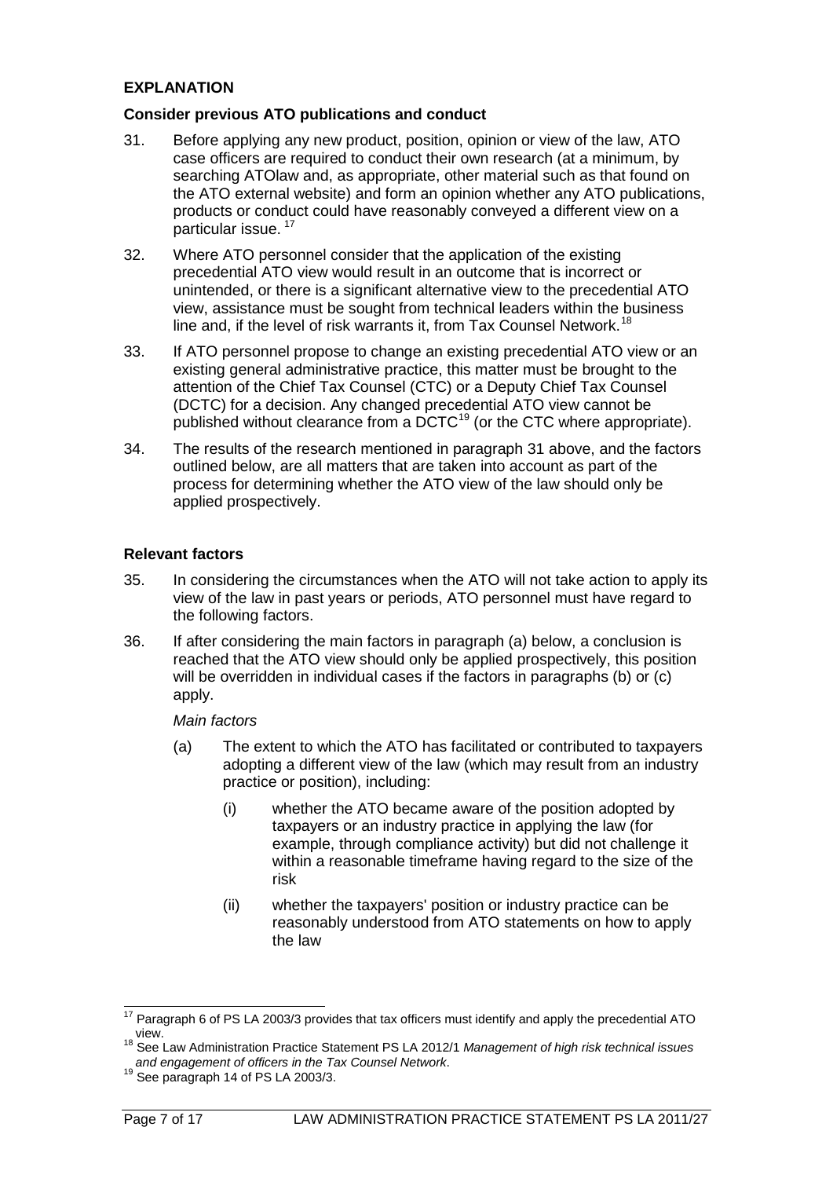## EXPLANATION

### Consider previous ATO publications and conduct

31. Before applying any new product, position, opinion or view of the law, ATO case officers are required to conduct their own research (at a minimum, by searching ATOlaw and, as appropriate, other material such as that found on the ATO external website) and form an opinion whether any ATO publications, products or conduct could have reasonably conveyed a different view on a particular issue.[17]

32. Where ATO personnel consider that the application of the existing precedential ATO view would result in an outcome that is incorrect or unintended, or there is a significant alternative view to the precedential ATO view, assistance must be sought from technical leaders within the business line and, if the level of risk warrants it, from Tax Counsel Network.[18]

33. If ATO personnel propose to change an existing precedential ATO view or an existing general administrative practice, this matter must be brought to the attention of the Chief Tax Counsel (CTC) or a Deputy Chief Tax Counsel (DCTC) for a decision. Any changed precedential ATO view cannot be published without clearance from a DCTC[19] (or the CTC where appropriate).

34. The results of the research mentioned in paragraph 31 above, and the factors outlined below, are all matters that are taken into account as part of the process for determining whether the ATO view of the law should only be applied prospectively.

### Relevant factors

35. In considering the circumstances when the ATO will not take action to apply its view of the law in past years or periods, ATO personnel must have regard to the following factors.

36. If after considering the main factors in paragraph (a) below, a conclusion is reached that the ATO view should only be applied prospectively, this position will be overridden in individual cases if the factors in paragraphs (b) or (c) apply.

*Main factors*

(a) The extent to which the ATO has facilitated or contributed to taxpayers adopting a different view of the law (which may result from an industry practice or position), including:

   (i) whether the ATO became aware of the position adopted by taxpayers or an industry practice in applying the law (for example, through compliance activity) but did not challenge it within a reasonable timeframe having regard to the size of the risk

   (ii) whether the taxpayers' position or industry practice can be reasonably understood from ATO statements on how to apply the law

---

[17] Paragraph 6 of PS LA 2003/3 provides that tax officers must identify and apply the precedential ATO view.

[18] See Law Administration Practice Statement PS LA 2012/1 *Management of high risk technical issues and engagement of officers in the Tax Counsel Network*.

[19] See paragraph 14 of PS LA 2003/3.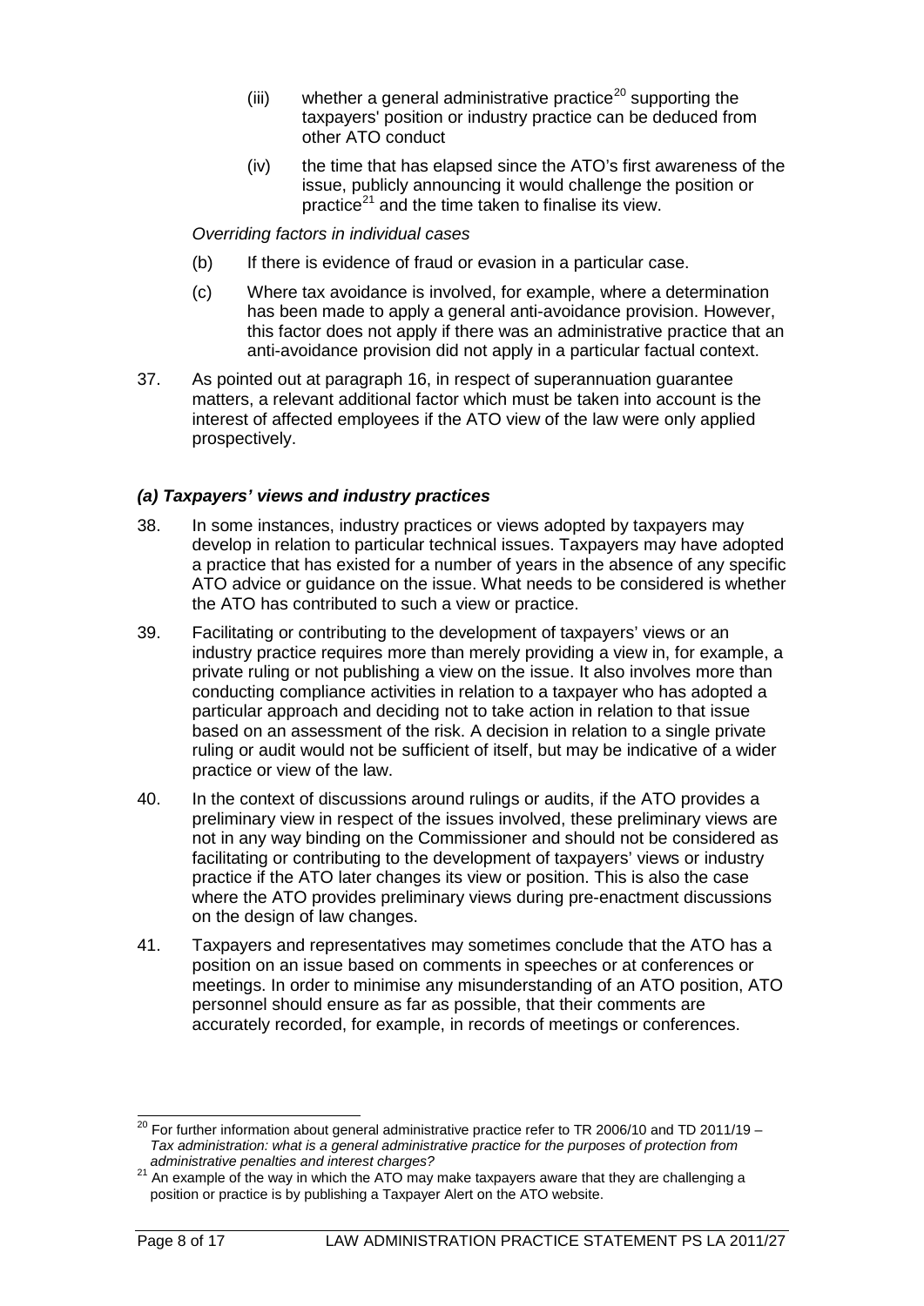(iii) whether a general administrative practice[20] supporting the taxpayers' position or industry practice can be deduced from other ATO conduct

(iv) the time that has elapsed since the ATO's first awareness of the issue, publicly announcing it would challenge the position or practice[21] and the time taken to finalise its view.

*Overriding factors in individual cases*

(b) If there is evidence of fraud or evasion in a particular case.

(c) Where tax avoidance is involved, for example, where a determination has been made to apply a general anti-avoidance provision. However, this factor does not apply if there was an administrative practice that an anti-avoidance provision did not apply in a particular factual context.

37. As pointed out at paragraph 16, in respect of superannuation guarantee matters, a relevant additional factor which must be taken into account is the interest of affected employees if the ATO view of the law were only applied prospectively.

### *(a) Taxpayers' views and industry practices*

38. In some instances, industry practices or views adopted by taxpayers may develop in relation to particular technical issues. Taxpayers may have adopted a practice that has existed for a number of years in the absence of any specific ATO advice or guidance on the issue. What needs to be considered is whether the ATO has contributed to such a view or practice.

39. Facilitating or contributing to the development of taxpayers' views or an industry practice requires more than merely providing a view in, for example, a private ruling or not publishing a view on the issue. It also involves more than conducting compliance activities in relation to a taxpayer who has adopted a particular approach and deciding not to take action in relation to that issue based on an assessment of the risk. A decision in relation to a single private ruling or audit would not be sufficient of itself, but may be indicative of a wider practice or view of the law.

40. In the context of discussions around rulings or audits, if the ATO provides a preliminary view in respect of the issues involved, these preliminary views are not in any way binding on the Commissioner and should not be considered as facilitating or contributing to the development of taxpayers' views or industry practice if the ATO later changes its view or position. This is also the case where the ATO provides preliminary views during pre-enactment discussions on the design of law changes.

41. Taxpayers and representatives may sometimes conclude that the ATO has a position on an issue based on comments in speeches or at conferences or meetings. In order to minimise any misunderstanding of an ATO position, ATO personnel should ensure as far as possible, that their comments are accurately recorded, for example, in records of meetings or conferences.

---

[20] For further information about general administrative practice refer to TR 2006/10 and TD 2011/19 – *Tax administration: what is a general administrative practice for the purposes of protection from administrative penalties and interest charges?*

[21] An example of the way in which the ATO may make taxpayers aware that they are challenging a position or practice is by publishing a Taxpayer Alert on the ATO website.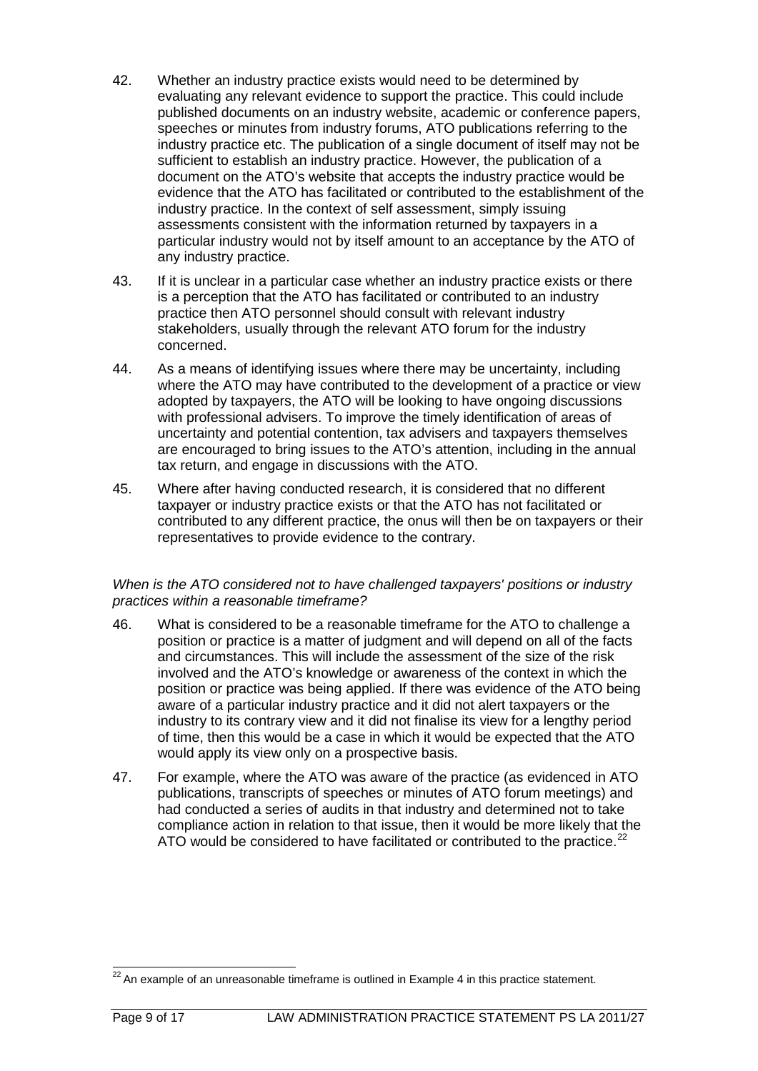42. Whether an industry practice exists would need to be determined by evaluating any relevant evidence to support the practice. This could include published documents on an industry website, academic or conference papers, speeches or minutes from industry forums, ATO publications referring to the industry practice etc. The publication of a single document of itself may not be sufficient to establish an industry practice. However, the publication of a document on the ATO's website that accepts the industry practice would be evidence that the ATO has facilitated or contributed to the establishment of the industry practice. In the context of self assessment, simply issuing assessments consistent with the information returned by taxpayers in a particular industry would not by itself amount to an acceptance by the ATO of any industry practice.

43. If it is unclear in a particular case whether an industry practice exists or there is a perception that the ATO has facilitated or contributed to an industry practice then ATO personnel should consult with relevant industry stakeholders, usually through the relevant ATO forum for the industry concerned.

44. As a means of identifying issues where there may be uncertainty, including where the ATO may have contributed to the development of a practice or view adopted by taxpayers, the ATO will be looking to have ongoing discussions with professional advisers. To improve the timely identification of areas of uncertainty and potential contention, tax advisers and taxpayers themselves are encouraged to bring issues to the ATO's attention, including in the annual tax return, and engage in discussions with the ATO.

45. Where after having conducted research, it is considered that no different taxpayer or industry practice exists or that the ATO has not facilitated or contributed to any different practice, the onus will then be on taxpayers or their representatives to provide evidence to the contrary.

*When is the ATO considered not to have challenged taxpayers' positions or industry practices within a reasonable timeframe?*

46. What is considered to be a reasonable timeframe for the ATO to challenge a position or practice is a matter of judgment and will depend on all of the facts and circumstances. This will include the assessment of the size of the risk involved and the ATO's knowledge or awareness of the context in which the position or practice was being applied. If there was evidence of the ATO being aware of a particular industry practice and it did not alert taxpayers or the industry to its contrary view and it did not finalise its view for a lengthy period of time, then this would be a case in which it would be expected that the ATO would apply its view only on a prospective basis.

47. For example, where the ATO was aware of the practice (as evidenced in ATO publications, transcripts of speeches or minutes of ATO forum meetings) and had conducted a series of audits in that industry and determined not to take compliance action in relation to that issue, then it would be more likely that the ATO would be considered to have facilitated or contributed to the practice.[22]

---

[22] An example of an unreasonable timeframe is outlined in Example 4 in this practice statement.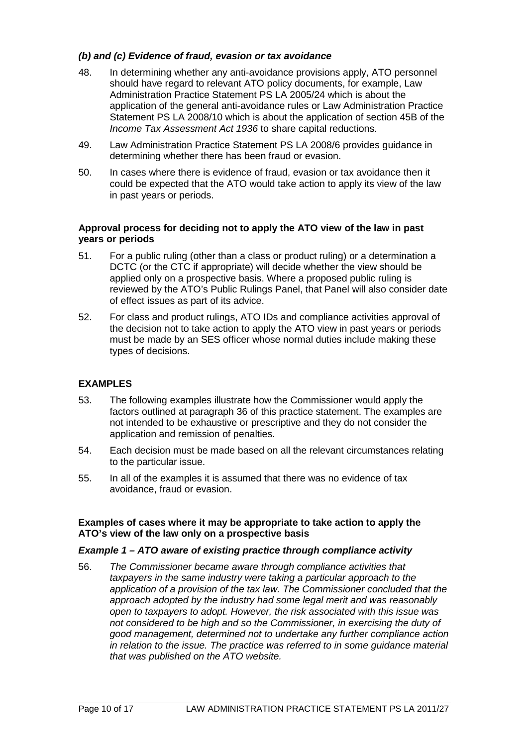### *(b) and (c) Evidence of fraud, evasion or tax avoidance*

48. In determining whether any anti-avoidance provisions apply, ATO personnel should have regard to relevant ATO policy documents, for example, Law Administration Practice Statement PS LA 2005/24 which is about the application of the general anti-avoidance rules or Law Administration Practice Statement PS LA 2008/10 which is about the application of section 45B of the *Income Tax Assessment Act 1936* to share capital reductions.

49. Law Administration Practice Statement PS LA 2008/6 provides guidance in determining whether there has been fraud or evasion.

50. In cases where there is evidence of fraud, evasion or tax avoidance then it could be expected that the ATO would take action to apply its view of the law in past years or periods.

### Approval process for deciding not to apply the ATO view of the law in past years or periods

51. For a public ruling (other than a class or product ruling) or a determination a DCTC (or the CTC if appropriate) will decide whether the view should be applied only on a prospective basis. Where a proposed public ruling is reviewed by the ATO's Public Rulings Panel, that Panel will also consider date of effect issues as part of its advice.

52. For class and product rulings, ATO IDs and compliance activities approval of the decision not to take action to apply the ATO view in past years or periods must be made by an SES officer whose normal duties include making these types of decisions.

## EXAMPLES

53. The following examples illustrate how the Commissioner would apply the factors outlined at paragraph 36 of this practice statement. The examples are not intended to be exhaustive or prescriptive and they do not consider the application and remission of penalties.

54. Each decision must be made based on all the relevant circumstances relating to the particular issue.

55. In all of the examples it is assumed that there was no evidence of tax avoidance, fraud or evasion.

### Examples of cases where it may be appropriate to take action to apply the ATO's view of the law only on a prospective basis

#### *Example 1 – ATO aware of existing practice through compliance activity*

56. *The Commissioner became aware through compliance activities that taxpayers in the same industry were taking a particular approach to the application of a provision of the tax law. The Commissioner concluded that the approach adopted by the industry had some legal merit and was reasonably open to taxpayers to adopt. However, the risk associated with this issue was not considered to be high and so the Commissioner, in exercising the duty of good management, determined not to undertake any further compliance action in relation to the issue. The practice was referred to in some guidance material that was published on the ATO website.*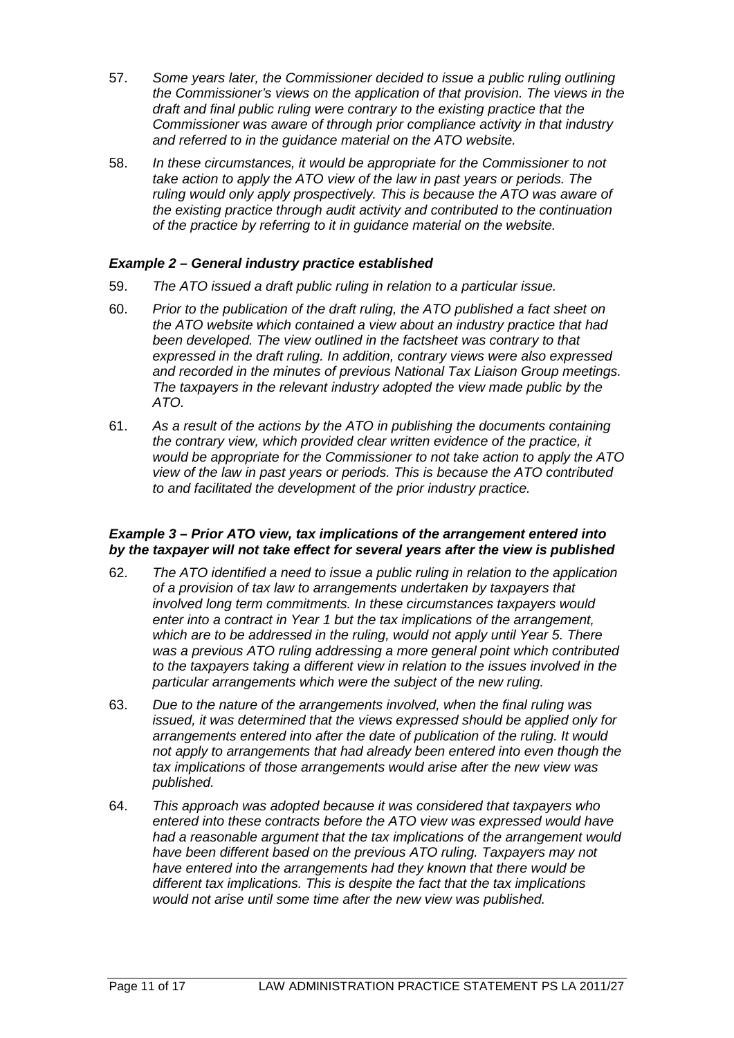57. *Some years later, the Commissioner decided to issue a public ruling outlining the Commissioner's views on the application of that provision. The views in the draft and final public ruling were contrary to the existing practice that the Commissioner was aware of through prior compliance activity in that industry and referred to in the guidance material on the ATO website.*

58. *In these circumstances, it would be appropriate for the Commissioner to not take action to apply the ATO view of the law in past years or periods. The ruling would only apply prospectively. This is because the ATO was aware of the existing practice through audit activity and contributed to the continuation of the practice by referring to it in guidance material on the website.*

### *Example 2 – General industry practice established*

59. *The ATO issued a draft public ruling in relation to a particular issue.*

60. *Prior to the publication of the draft ruling, the ATO published a fact sheet on the ATO website which contained a view about an industry practice that had been developed. The view outlined in the factsheet was contrary to that expressed in the draft ruling. In addition, contrary views were also expressed and recorded in the minutes of previous National Tax Liaison Group meetings. The taxpayers in the relevant industry adopted the view made public by the ATO.*

61. *As a result of the actions by the ATO in publishing the documents containing the contrary view, which provided clear written evidence of the practice, it would be appropriate for the Commissioner to not take action to apply the ATO view of the law in past years or periods. This is because the ATO contributed to and facilitated the development of the prior industry practice.*

### *Example 3 – Prior ATO view, tax implications of the arrangement entered into by the taxpayer will not take effect for several years after the view is published*

62. *The ATO identified a need to issue a public ruling in relation to the application of a provision of tax law to arrangements undertaken by taxpayers that involved long term commitments. In these circumstances taxpayers would enter into a contract in Year 1 but the tax implications of the arrangement, which are to be addressed in the ruling, would not apply until Year 5. There was a previous ATO ruling addressing a more general point which contributed to the taxpayers taking a different view in relation to the issues involved in the particular arrangements which were the subject of the new ruling.*

63. *Due to the nature of the arrangements involved, when the final ruling was issued, it was determined that the views expressed should be applied only for arrangements entered into after the date of publication of the ruling. It would not apply to arrangements that had already been entered into even though the tax implications of those arrangements would arise after the new view was published.*

64. *This approach was adopted because it was considered that taxpayers who entered into these contracts before the ATO view was expressed would have had a reasonable argument that the tax implications of the arrangement would have been different based on the previous ATO ruling. Taxpayers may not have entered into the arrangements had they known that there would be different tax implications. This is despite the fact that the tax implications would not arise until some time after the new view was published.*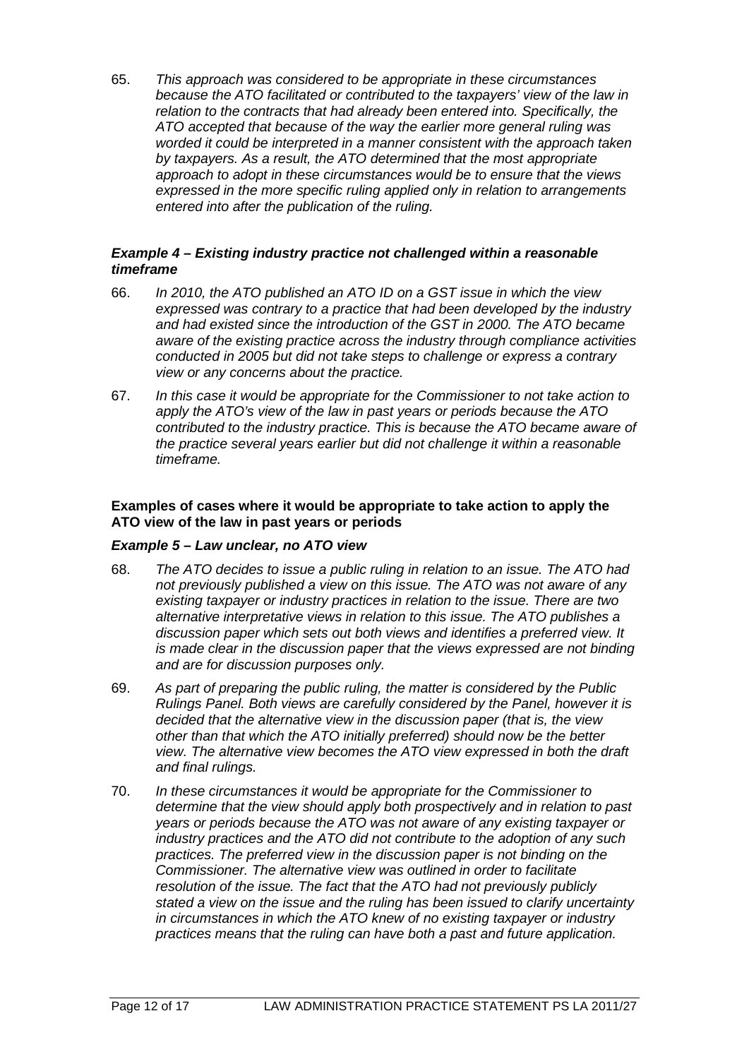65. *This approach was considered to be appropriate in these circumstances because the ATO facilitated or contributed to the taxpayers' view of the law in relation to the contracts that had already been entered into. Specifically, the ATO accepted that because of the way the earlier more general ruling was worded it could be interpreted in a manner consistent with the approach taken by taxpayers. As a result, the ATO determined that the most appropriate approach to adopt in these circumstances would be to ensure that the views expressed in the more specific ruling applied only in relation to arrangements entered into after the publication of the ruling.*

### *Example 4 – Existing industry practice not challenged within a reasonable timeframe*

66. *In 2010, the ATO published an ATO ID on a GST issue in which the view expressed was contrary to a practice that had been developed by the industry and had existed since the introduction of the GST in 2000. The ATO became aware of the existing practice across the industry through compliance activities conducted in 2005 but did not take steps to challenge or express a contrary view or any concerns about the practice.*

67. *In this case it would be appropriate for the Commissioner to not take action to apply the ATO's view of the law in past years or periods because the ATO contributed to the industry practice. This is because the ATO became aware of the practice several years earlier but did not challenge it within a reasonable timeframe.*

## Examples of cases where it would be appropriate to take action to apply the ATO view of the law in past years or periods

### *Example 5 – Law unclear, no ATO view*

68. *The ATO decides to issue a public ruling in relation to an issue. The ATO had not previously published a view on this issue. The ATO was not aware of any existing taxpayer or industry practices in relation to the issue. There are two alternative interpretative views in relation to this issue. The ATO publishes a discussion paper which sets out both views and identifies a preferred view. It is made clear in the discussion paper that the views expressed are not binding and are for discussion purposes only.*

69. *As part of preparing the public ruling, the matter is considered by the Public Rulings Panel. Both views are carefully considered by the Panel, however it is decided that the alternative view in the discussion paper (that is, the view other than that which the ATO initially preferred) should now be the better view. The alternative view becomes the ATO view expressed in both the draft and final rulings.*

70. *In these circumstances it would be appropriate for the Commissioner to determine that the view should apply both prospectively and in relation to past years or periods because the ATO was not aware of any existing taxpayer or industry practices and the ATO did not contribute to the adoption of any such practices. The preferred view in the discussion paper is not binding on the Commissioner. The alternative view was outlined in order to facilitate resolution of the issue. The fact that the ATO had not previously publicly stated a view on the issue and the ruling has been issued to clarify uncertainty in circumstances in which the ATO knew of no existing taxpayer or industry practices means that the ruling can have both a past and future application.*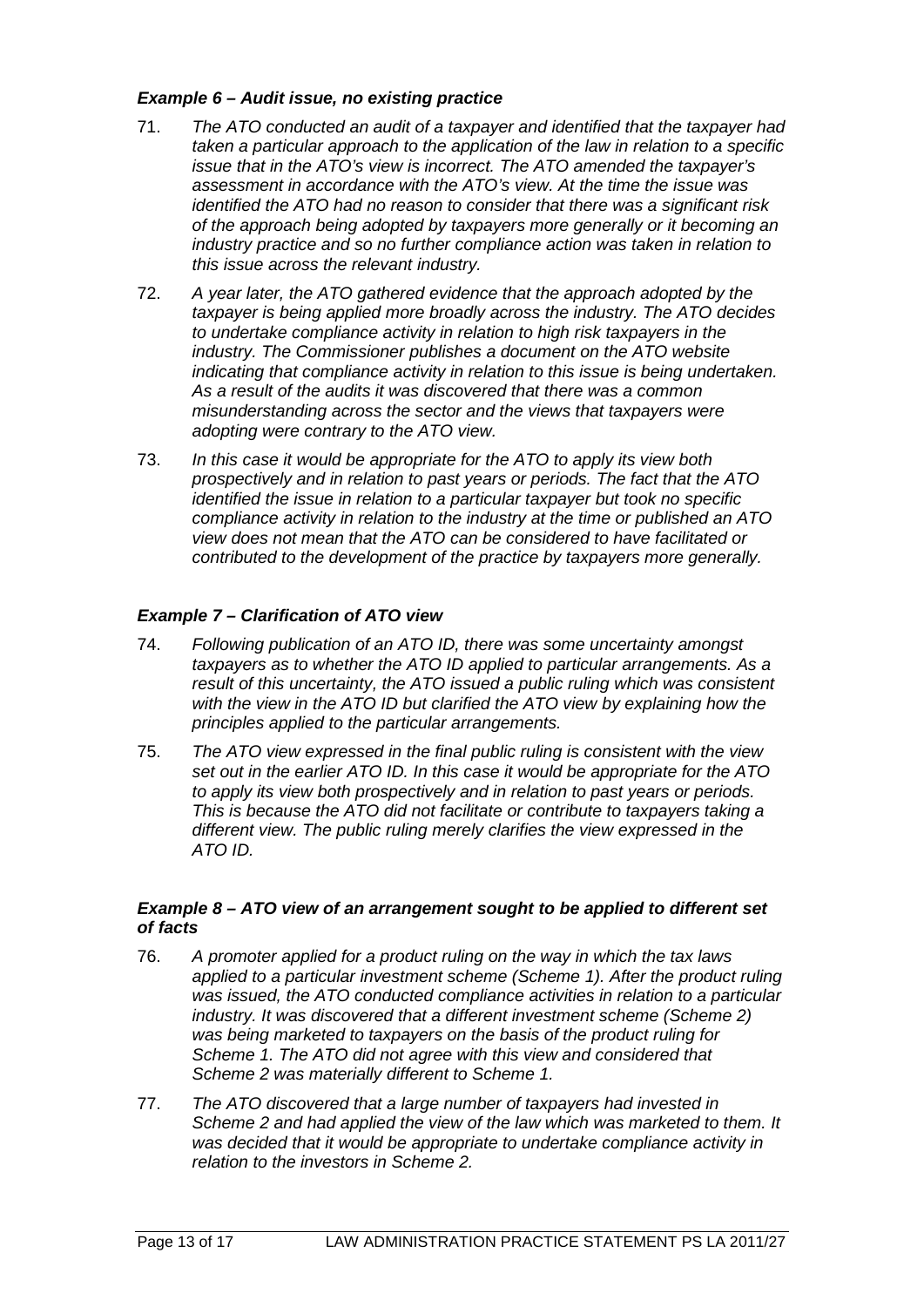### *Example 6 – Audit issue, no existing practice*

71. *The ATO conducted an audit of a taxpayer and identified that the taxpayer had taken a particular approach to the application of the law in relation to a specific issue that in the ATO's view is incorrect. The ATO amended the taxpayer's assessment in accordance with the ATO's view. At the time the issue was identified the ATO had no reason to consider that there was a significant risk of the approach being adopted by taxpayers more generally or it becoming an industry practice and so no further compliance action was taken in relation to this issue across the relevant industry.*

72. *A year later, the ATO gathered evidence that the approach adopted by the taxpayer is being applied more broadly across the industry. The ATO decides to undertake compliance activity in relation to high risk taxpayers in the industry. The Commissioner publishes a document on the ATO website indicating that compliance activity in relation to this issue is being undertaken. As a result of the audits it was discovered that there was a common misunderstanding across the sector and the views that taxpayers were adopting were contrary to the ATO view.*

73. *In this case it would be appropriate for the ATO to apply its view both prospectively and in relation to past years or periods. The fact that the ATO identified the issue in relation to a particular taxpayer but took no specific compliance activity in relation to the industry at the time or published an ATO view does not mean that the ATO can be considered to have facilitated or contributed to the development of the practice by taxpayers more generally.*

### *Example 7 – Clarification of ATO view*

74. *Following publication of an ATO ID, there was some uncertainty amongst taxpayers as to whether the ATO ID applied to particular arrangements. As a result of this uncertainty, the ATO issued a public ruling which was consistent with the view in the ATO ID but clarified the ATO view by explaining how the principles applied to the particular arrangements.*

75. *The ATO view expressed in the final public ruling is consistent with the view set out in the earlier ATO ID. In this case it would be appropriate for the ATO to apply its view both prospectively and in relation to past years or periods. This is because the ATO did not facilitate or contribute to taxpayers taking a different view. The public ruling merely clarifies the view expressed in the ATO ID.*

### *Example 8 – ATO view of an arrangement sought to be applied to different set of facts*

76. *A promoter applied for a product ruling on the way in which the tax laws applied to a particular investment scheme (Scheme 1). After the product ruling was issued, the ATO conducted compliance activities in relation to a particular industry. It was discovered that a different investment scheme (Scheme 2) was being marketed to taxpayers on the basis of the product ruling for Scheme 1. The ATO did not agree with this view and considered that Scheme 2 was materially different to Scheme 1.*

77. *The ATO discovered that a large number of taxpayers had invested in Scheme 2 and had applied the view of the law which was marketed to them. It was decided that it would be appropriate to undertake compliance activity in relation to the investors in Scheme 2.*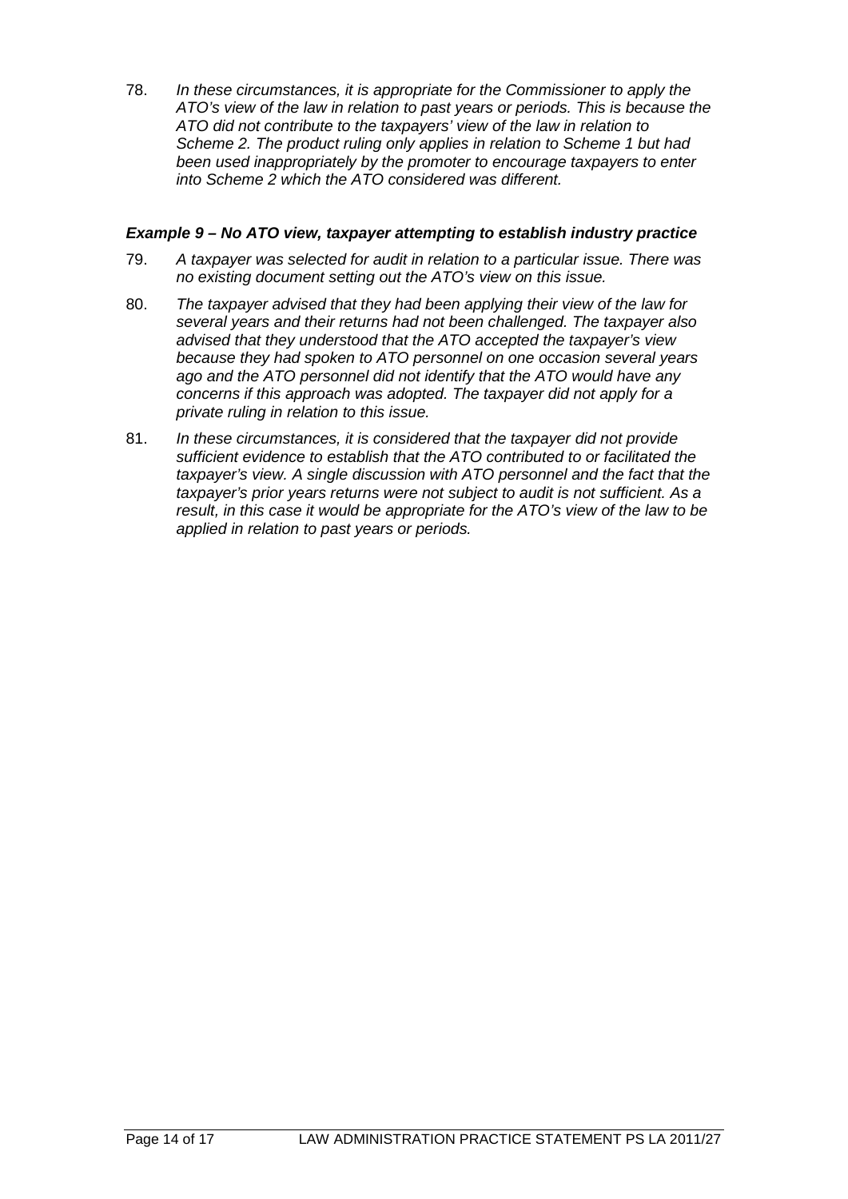78. *In these circumstances, it is appropriate for the Commissioner to apply the ATO's view of the law in relation to past years or periods. This is because the ATO did not contribute to the taxpayers' view of the law in relation to Scheme 2. The product ruling only applies in relation to Scheme 1 but had been used inappropriately by the promoter to encourage taxpayers to enter into Scheme 2 which the ATO considered was different.*

### *Example 9 – No ATO view, taxpayer attempting to establish industry practice*

79. *A taxpayer was selected for audit in relation to a particular issue. There was no existing document setting out the ATO's view on this issue.*

80. *The taxpayer advised that they had been applying their view of the law for several years and their returns had not been challenged. The taxpayer also advised that they understood that the ATO accepted the taxpayer's view because they had spoken to ATO personnel on one occasion several years ago and the ATO personnel did not identify that the ATO would have any concerns if this approach was adopted. The taxpayer did not apply for a private ruling in relation to this issue.*

81. *In these circumstances, it is considered that the taxpayer did not provide sufficient evidence to establish that the ATO contributed to or facilitated the taxpayer's view. A single discussion with ATO personnel and the fact that the taxpayer's prior years returns were not subject to audit is not sufficient. As a result, in this case it would be appropriate for the ATO's view of the law to be applied in relation to past years or periods.*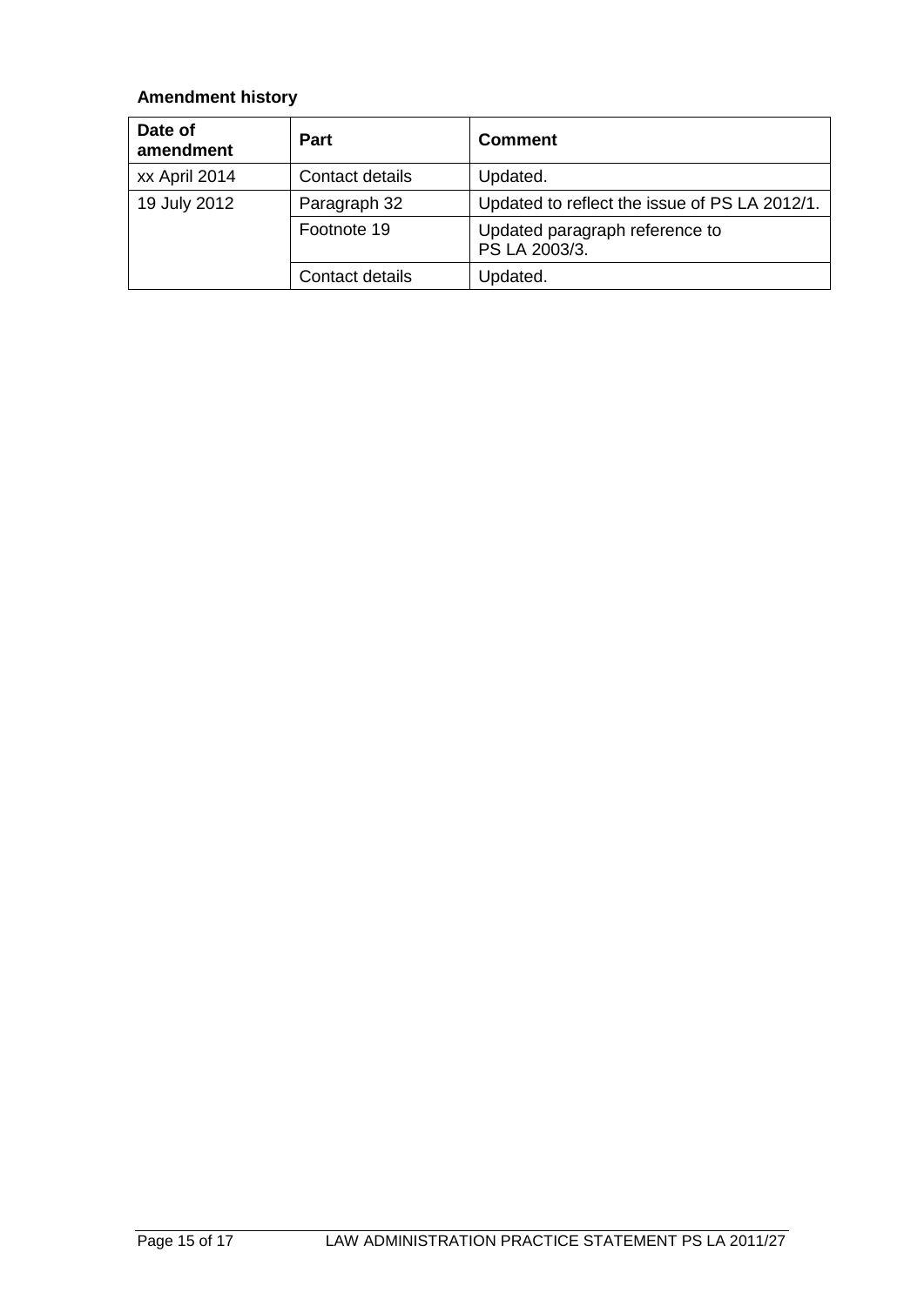**Amendment history**

| Date of amendment | Part | Comment |
|---|---|---|
| xx April 2014 | Contact details | Updated. |
| 19 July 2012 | Paragraph 32 | Updated to reflect the issue of PS LA 2012/1. |
| | Footnote 19 | Updated paragraph reference to PS LA 2003/3. |
| | Contact details | Updated. |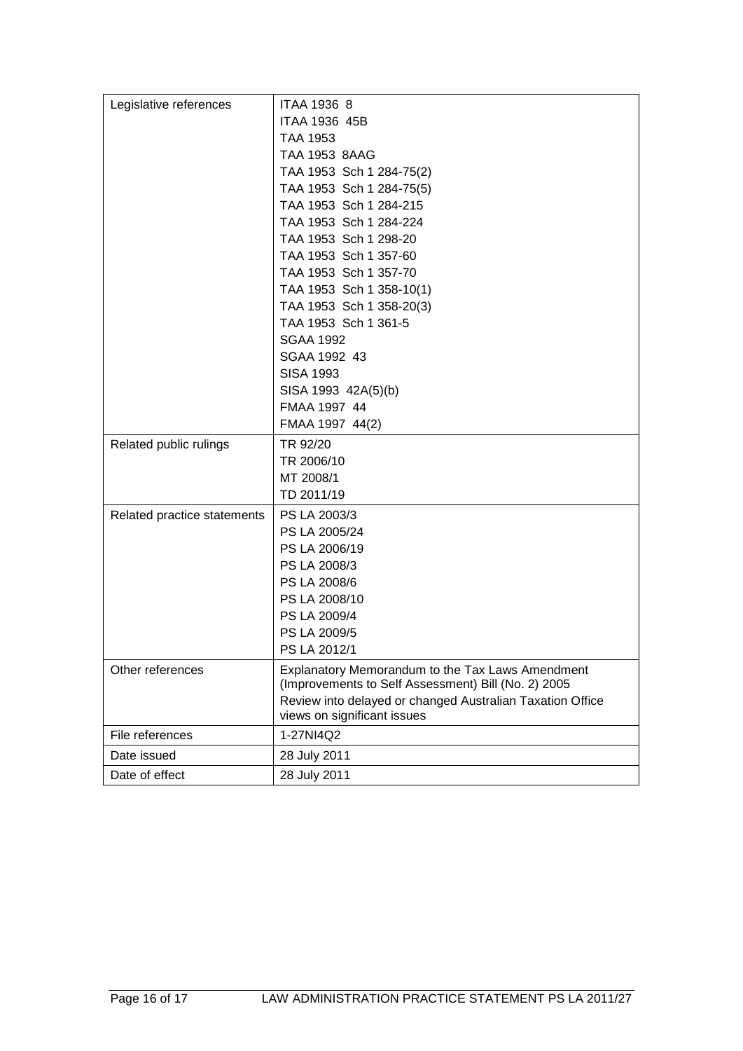| | |
|---|---|
| Legislative references | ITAA 1936 8<br>ITAA 1936 45B<br>TAA 1953<br>TAA 1953 8AAG<br>TAA 1953 Sch 1 284-75(2)<br>TAA 1953 Sch 1 284-75(5)<br>TAA 1953 Sch 1 284-215<br>TAA 1953 Sch 1 284-224<br>TAA 1953 Sch 1 298-20<br>TAA 1953 Sch 1 357-60<br>TAA 1953 Sch 1 357-70<br>TAA 1953 Sch 1 358-10(1)<br>TAA 1953 Sch 1 358-20(3)<br>TAA 1953 Sch 1 361-5<br>SGAA 1992<br>SGAA 1992 43<br>SISA 1993<br>SISA 1993 42A(5)(b)<br>FMAA 1997 44<br>FMAA 1997 44(2) |
| Related public rulings | TR 92/20<br>TR 2006/10<br>MT 2008/1<br>TD 2011/19 |
| Related practice statements | PS LA 2003/3<br>PS LA 2005/24<br>PS LA 2006/19<br>PS LA 2008/3<br>PS LA 2008/6<br>PS LA 2008/10<br>PS LA 2009/4<br>PS LA 2009/5<br>PS LA 2012/1 |
| Other references | Explanatory Memorandum to the Tax Laws Amendment (Improvements to Self Assessment) Bill (No. 2) 2005<br>Review into delayed or changed Australian Taxation Office views on significant issues |
| File references | 1-27NI4Q2 |
| Date issued | 28 July 2011 |
| Date of effect | 28 July 2011 |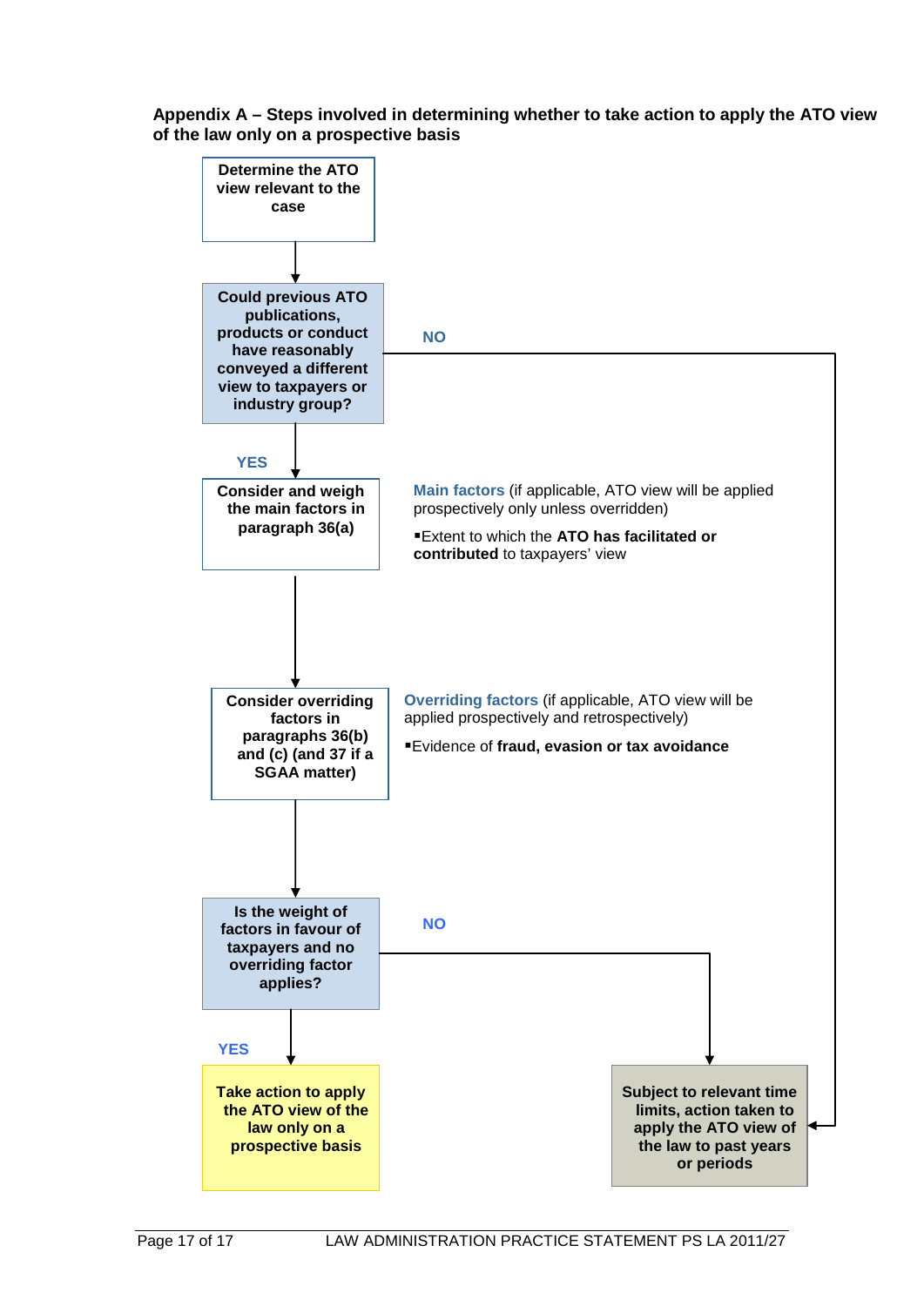**Appendix A – Steps involved in determining whether to take action to apply the ATO view of the law only on a prospective basis**

**Determine the ATO view relevant to the case**

**Could previous ATO publications, products or conduct have reasonably conveyed a different view to taxpayers or industry group?**

NO

YES

**Consider and weigh the main factors in paragraph 36(a)**

Main factors (if applicable, ATO view will be applied prospectively only unless overridden)

- Extent to which the **ATO has facilitated or contributed** to taxpayers' view

**Consider overriding factors in paragraphs 36(b) and (c) (and 37 if a SGAA matter)**

Overriding factors (if applicable, ATO view will be applied prospectively and retrospectively)

- Evidence of **fraud, evasion or tax avoidance**

**Is the weight of factors in favour of taxpayers and no overriding factor applies?**

NO

YES

**Take action to apply the ATO view of the law only on a prospective basis**

**Subject to relevant time limits, action taken to apply the ATO view of the law to past years or periods**